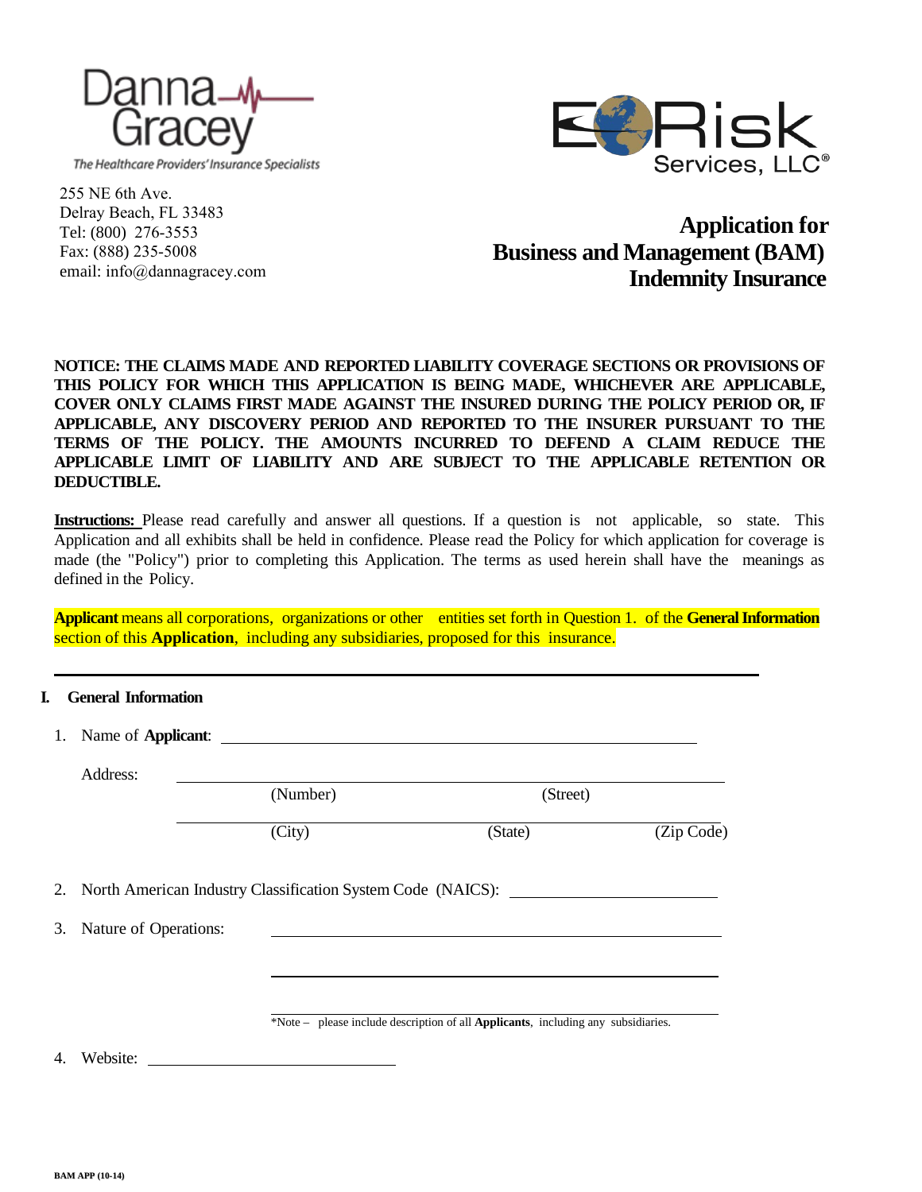Danna Gracey

The Healthcare Providers' Insurance Specialists

255 NE 6th Ave.
Delray Beach, FL 33483
Tel: (800) 276-3553
Fax: (888) 235-5008
email: info@dannagracey.com

E Risk Services, LLC®

# Application for Business and Management (BAM) Indemnity Insurance

**NOTICE: THE CLAIMS MADE AND REPORTED LIABILITY COVERAGE SECTIONS OR PROVISIONS OF THIS POLICY FOR WHICH THIS APPLICATION IS BEING MADE, WHICHEVER ARE APPLICABLE, COVER ONLY CLAIMS FIRST MADE AGAINST THE INSURED DURING THE POLICY PERIOD OR, IF APPLICABLE, ANY DISCOVERY PERIOD AND REPORTED TO THE INSURER PURSUANT TO THE TERMS OF THE POLICY. THE AMOUNTS INCURRED TO DEFEND A CLAIM REDUCE THE APPLICABLE LIMIT OF LIABILITY AND ARE SUBJECT TO THE APPLICABLE RETENTION OR DEDUCTIBLE.**

**Instructions:** Please read carefully and answer all questions. If a question is not applicable, so state. This Application and all exhibits shall be held in confidence. Please read the Policy for which application for coverage is made (the "Policy") prior to completing this Application. The terms as used herein shall have the meanings as defined in the Policy.

**Applicant** means all corporations, organizations or other entities set forth in Question 1. of the **General Information** section of this **Application**, including any subsidiaries, proposed for this insurance.

## I. General Information

1. Name of **Applicant**: ______________________________

   Address: ______________________________
   (Number) (Street)

   ______________________________
   (City) (State) (Zip Code)

2. North American Industry Classification System Code (NAICS): ______________

3. Nature of Operations: ______________________________

   ______________________________

   ______________________________

   *Note – please include description of all **Applicants**, including any subsidiaries.

4. Website: ______________

BAM APP (10-14)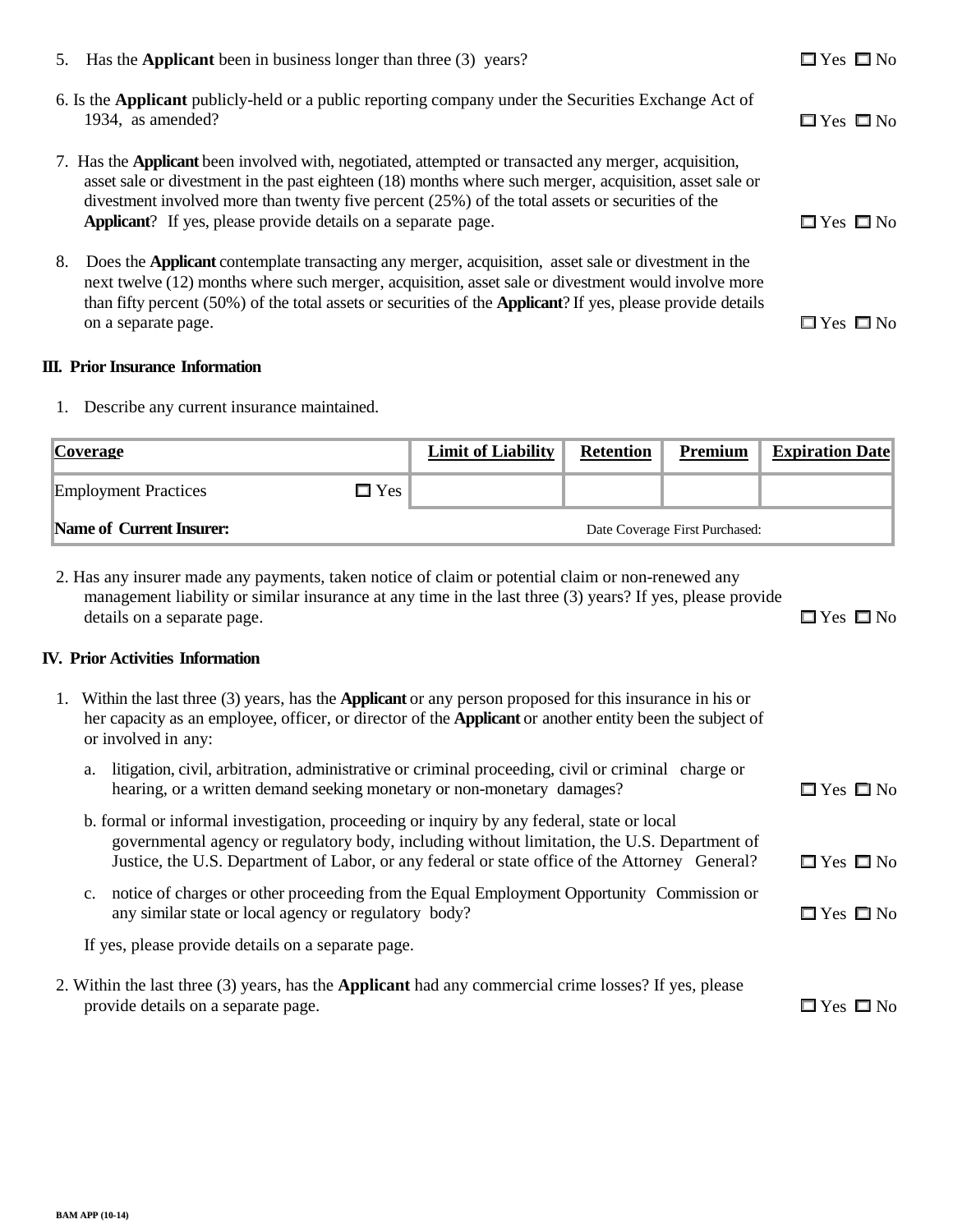5. Has the **Applicant** been in business longer than three (3) years? ☐ Yes ☐ No

6. Is the **Applicant** publicly-held or a public reporting company under the Securities Exchange Act of 1934, as amended? ☐ Yes ☐ No

7. Has the **Applicant** been involved with, negotiated, attempted or transacted any merger, acquisition, asset sale or divestment in the past eighteen (18) months where such merger, acquisition, asset sale or divestment involved more than twenty five percent (25%) of the total assets or securities of the **Applicant**? If yes, please provide details on a separate page. ☐ Yes ☐ No

8. Does the **Applicant** contemplate transacting any merger, acquisition, asset sale or divestment in the next twelve (12) months where such merger, acquisition, asset sale or divestment would involve more than fifty percent (50%) of the total assets or securities of the **Applicant**? If yes, please provide details on a separate page. ☐ Yes ☐ No

## III. Prior Insurance Information

1. Describe any current insurance maintained.

| Coverage | | Limit of Liability | Retention | Premium | Expiration Date |
|---|---|---|---|---|---|
| Employment Practices | ☐ Yes | | | | |
| **Name of Current Insurer:** | | Date Coverage First Purchased: | | | |

2. Has any insurer made any payments, taken notice of claim or potential claim or non-renewed any management liability or similar insurance at any time in the last three (3) years? If yes, please provide details on a separate page. ☐ Yes ☐ No

## IV. Prior Activities Information

1. Within the last three (3) years, has the **Applicant** or any person proposed for this insurance in his or her capacity as an employee, officer, or director of the **Applicant** or another entity been the subject of or involved in any:

   a. litigation, civil, arbitration, administrative or criminal proceeding, civil or criminal charge or hearing, or a written demand seeking monetary or non-monetary damages? ☐ Yes ☐ No

   b. formal or informal investigation, proceeding or inquiry by any federal, state or local governmental agency or regulatory body, including without limitation, the U.S. Department of Justice, the U.S. Department of Labor, or any federal or state office of the Attorney General? ☐ Yes ☐ No

   c. notice of charges or other proceeding from the Equal Employment Opportunity Commission or any similar state or local agency or regulatory body? ☐ Yes ☐ No

   If yes, please provide details on a separate page.

2. Within the last three (3) years, has the **Applicant** had any commercial crime losses? If yes, please provide details on a separate page. ☐ Yes ☐ No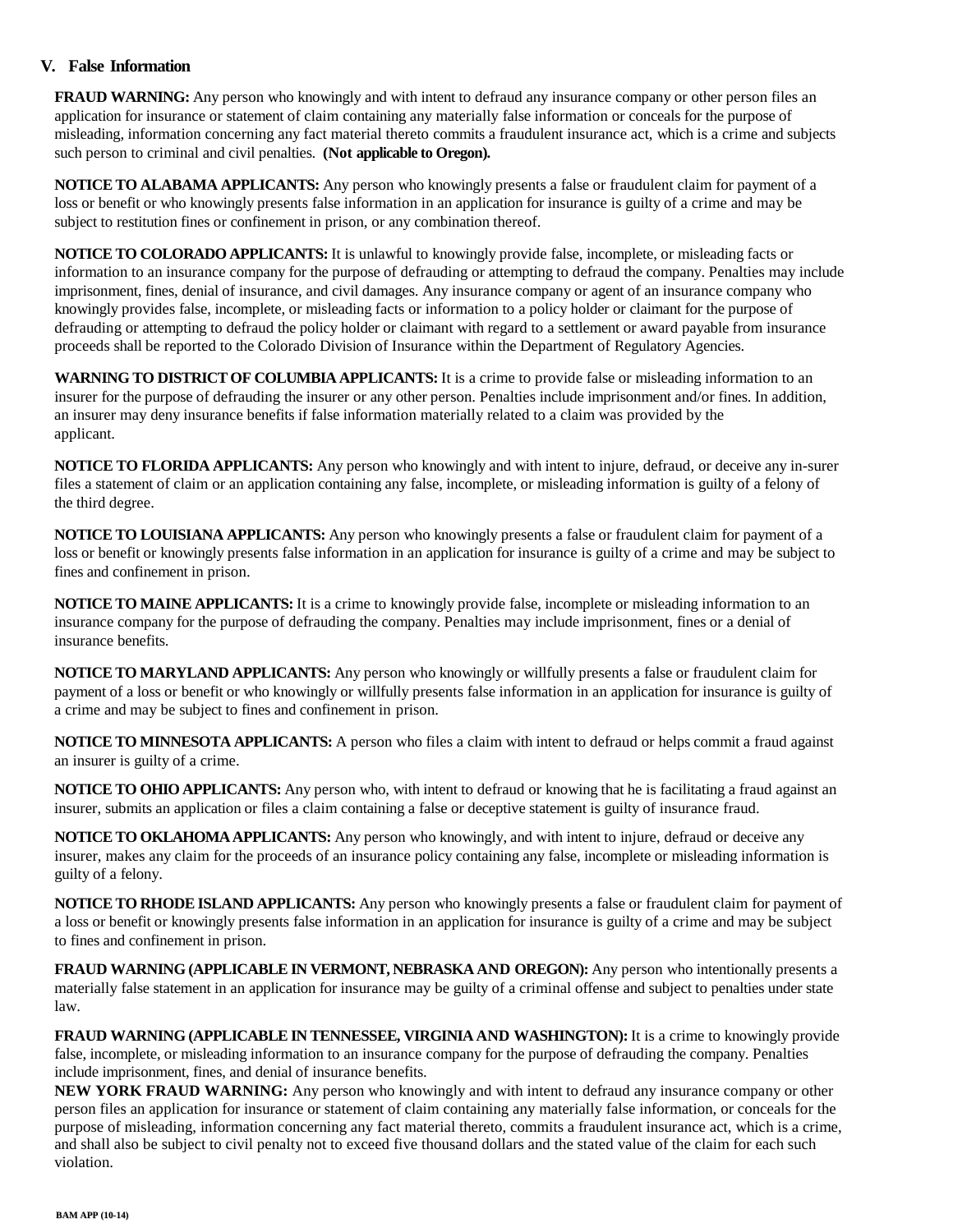## V. False Information

**FRAUD WARNING:** Any person who knowingly and with intent to defraud any insurance company or other person files an application for insurance or statement of claim containing any materially false information or conceals for the purpose of misleading, information concerning any fact material thereto commits a fraudulent insurance act, which is a crime and subjects such person to criminal and civil penalties. **(Not applicable to Oregon).**

**NOTICE TO ALABAMA APPLICANTS:** Any person who knowingly presents a false or fraudulent claim for payment of a loss or benefit or who knowingly presents false information in an application for insurance is guilty of a crime and may be subject to restitution fines or confinement in prison, or any combination thereof.

**NOTICE TO COLORADO APPLICANTS:** It is unlawful to knowingly provide false, incomplete, or misleading facts or information to an insurance company for the purpose of defrauding or attempting to defraud the company. Penalties may include imprisonment, fines, denial of insurance, and civil damages. Any insurance company or agent of an insurance company who knowingly provides false, incomplete, or misleading facts or information to a policy holder or claimant for the purpose of defrauding or attempting to defraud the policy holder or claimant with regard to a settlement or award payable from insurance proceeds shall be reported to the Colorado Division of Insurance within the Department of Regulatory Agencies.

**WARNING TO DISTRICT OF COLUMBIA APPLICANTS:** It is a crime to provide false or misleading information to an insurer for the purpose of defrauding the insurer or any other person. Penalties include imprisonment and/or fines. In addition, an insurer may deny insurance benefits if false information materially related to a claim was provided by the applicant.

**NOTICE TO FLORIDA APPLICANTS:** Any person who knowingly and with intent to injure, defraud, or deceive any in-surer files a statement of claim or an application containing any false, incomplete, or misleading information is guilty of a felony of the third degree.

**NOTICE TO LOUISIANA APPLICANTS:** Any person who knowingly presents a false or fraudulent claim for payment of a loss or benefit or knowingly presents false information in an application for insurance is guilty of a crime and may be subject to fines and confinement in prison.

**NOTICE TO MAINE APPLICANTS:** It is a crime to knowingly provide false, incomplete or misleading information to an insurance company for the purpose of defrauding the company. Penalties may include imprisonment, fines or a denial of insurance benefits.

**NOTICE TO MARYLAND APPLICANTS:** Any person who knowingly or willfully presents a false or fraudulent claim for payment of a loss or benefit or who knowingly or willfully presents false information in an application for insurance is guilty of a crime and may be subject to fines and confinement in prison.

**NOTICE TO MINNESOTA APPLICANTS:** A person who files a claim with intent to defraud or helps commit a fraud against an insurer is guilty of a crime.

**NOTICE TO OHIO APPLICANTS:** Any person who, with intent to defraud or knowing that he is facilitating a fraud against an insurer, submits an application or files a claim containing a false or deceptive statement is guilty of insurance fraud.

**NOTICE TO OKLAHOMA APPLICANTS:** Any person who knowingly, and with intent to injure, defraud or deceive any insurer, makes any claim for the proceeds of an insurance policy containing any false, incomplete or misleading information is guilty of a felony.

**NOTICE TO RHODE ISLAND APPLICANTS:** Any person who knowingly presents a false or fraudulent claim for payment of a loss or benefit or knowingly presents false information in an application for insurance is guilty of a crime and may be subject to fines and confinement in prison.

**FRAUD WARNING (APPLICABLE IN VERMONT, NEBRASKA AND OREGON):** Any person who intentionally presents a materially false statement in an application for insurance may be guilty of a criminal offense and subject to penalties under state law.

**FRAUD WARNING (APPLICABLE IN TENNESSEE, VIRGINIA AND WASHINGTON):** It is a crime to knowingly provide false, incomplete, or misleading information to an insurance company for the purpose of defrauding the company. Penalties include imprisonment, fines, and denial of insurance benefits.

**NEW YORK FRAUD WARNING:** Any person who knowingly and with intent to defraud any insurance company or other person files an application for insurance or statement of claim containing any materially false information, or conceals for the purpose of misleading, information concerning any fact material thereto, commits a fraudulent insurance act, which is a crime, and shall also be subject to civil penalty not to exceed five thousand dollars and the stated value of the claim for each such violation.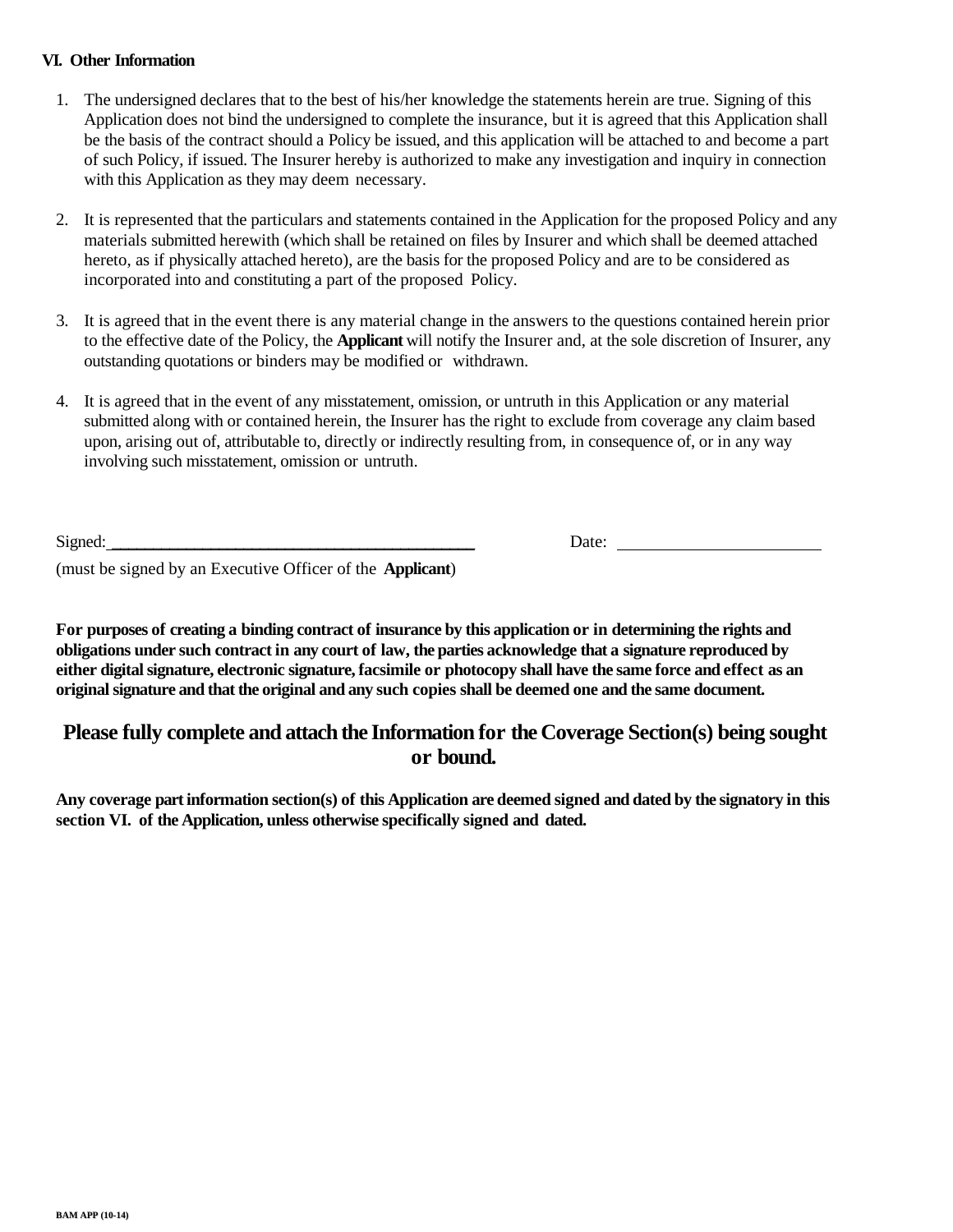## VI. Other Information

1. The undersigned declares that to the best of his/her knowledge the statements herein are true. Signing of this Application does not bind the undersigned to complete the insurance, but it is agreed that this Application shall be the basis of the contract should a Policy be issued, and this application will be attached to and become a part of such Policy, if issued. The Insurer hereby is authorized to make any investigation and inquiry in connection with this Application as they may deem necessary.

2. It is represented that the particulars and statements contained in the Application for the proposed Policy and any materials submitted herewith (which shall be retained on files by Insurer and which shall be deemed attached hereto, as if physically attached hereto), are the basis for the proposed Policy and are to be considered as incorporated into and constituting a part of the proposed Policy.

3. It is agreed that in the event there is any material change in the answers to the questions contained herein prior to the effective date of the Policy, the **Applicant** will notify the Insurer and, at the sole discretion of Insurer, any outstanding quotations or binders may be modified or withdrawn.

4. It is agreed that in the event of any misstatement, omission, or untruth in this Application or any material submitted along with or contained herein, the Insurer has the right to exclude from coverage any claim based upon, arising out of, attributable to, directly or indirectly resulting from, in consequence of, or in any way involving such misstatement, omission or untruth.

Signed:_____________________________________________ Date: ________________________

(must be signed by an Executive Officer of the **Applicant**)

**For purposes of creating a binding contract of insurance by this application or in determining the rights and obligations under such contract in any court of law, the parties acknowledge that a signature reproduced by either digital signature, electronic signature, facsimile or photocopy shall have the same force and effect as an original signature and that the original and any such copies shall be deemed one and the same document.**

## Please fully complete and attach the Information for the Coverage Section(s) being sought or bound.

**Any coverage part information section(s) of this Application are deemed signed and dated by the signatory in this section VI. of the Application, unless otherwise specifically signed and dated.**

BAM APP (10-14)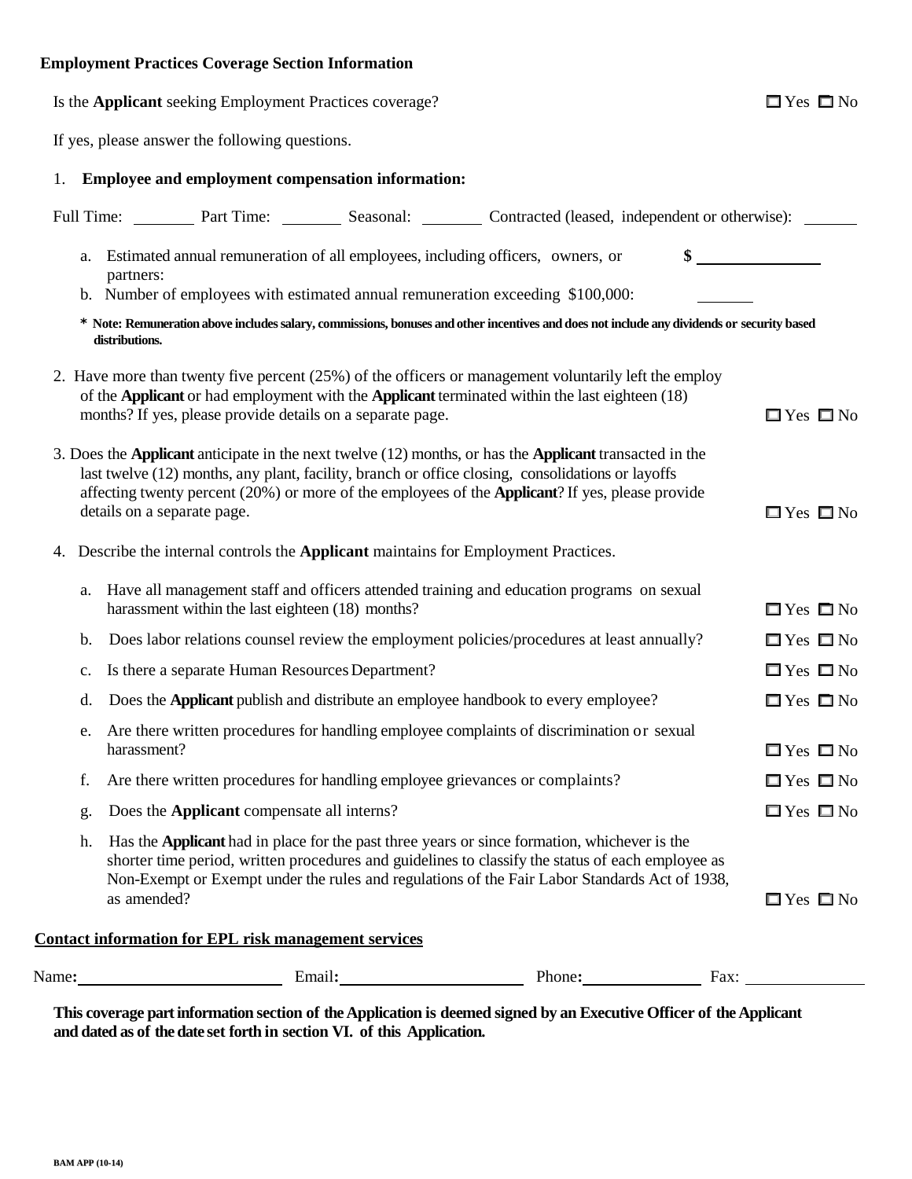**Employment Practices Coverage Section Information**

Is the **Applicant** seeking Employment Practices coverage? ☐ Yes ☐ No

If yes, please answer the following questions.

1. **Employee and employment compensation information:**

Full Time: ________ Part Time: ________ Seasonal: ________ Contracted (leased, independent or otherwise): ________

a. Estimated annual remuneration of all employees, including officers, owners, or partners: $ ________________

b. Number of employees with estimated annual remuneration exceeding $100,000: ________

**\* Note: Remuneration above includes salary, commissions, bonuses and other incentives and does not include any dividends or security based distributions.**

2. Have more than twenty five percent (25%) of the officers or management voluntarily left the employ of the **Applicant** or had employment with the **Applicant** terminated within the last eighteen (18) months? If yes, please provide details on a separate page. ☐ Yes ☐ No

3. Does the **Applicant** anticipate in the next twelve (12) months, or has the **Applicant** transacted in the last twelve (12) months, any plant, facility, branch or office closing, consolidations or layoffs affecting twenty percent (20%) or more of the employees of the **Applicant**? If yes, please provide details on a separate page. ☐ Yes ☐ No

4. Describe the internal controls the **Applicant** maintains for Employment Practices.

a. Have all management staff and officers attended training and education programs on sexual harassment within the last eighteen (18) months? ☐ Yes ☐ No

b. Does labor relations counsel review the employment policies/procedures at least annually? ☐ Yes ☐ No

c. Is there a separate Human Resources Department? ☐ Yes ☐ No

d. Does the **Applicant** publish and distribute an employee handbook to every employee? ☐ Yes ☐ No

e. Are there written procedures for handling employee complaints of discrimination or sexual harassment? ☐ Yes ☐ No

f. Are there written procedures for handling employee grievances or complaints? ☐ Yes ☐ No

g. Does the **Applicant** compensate all interns? ☐ Yes ☐ No

h. Has the **Applicant** had in place for the past three years or since formation, whichever is the shorter time period, written procedures and guidelines to classify the status of each employee as Non-Exempt or Exempt under the rules and regulations of the Fair Labor Standards Act of 1938, as amended? ☐ Yes ☐ No

**Contact information for EPL risk management services**

Name: ________________________ Email: ______________________ Phone: ______________ Fax: ______________

**This coverage part information section of the Application is deemed signed by an Executive Officer of the Applicant and dated as of the date set forth in section VI. of this Application.**

BAM APP (10-14)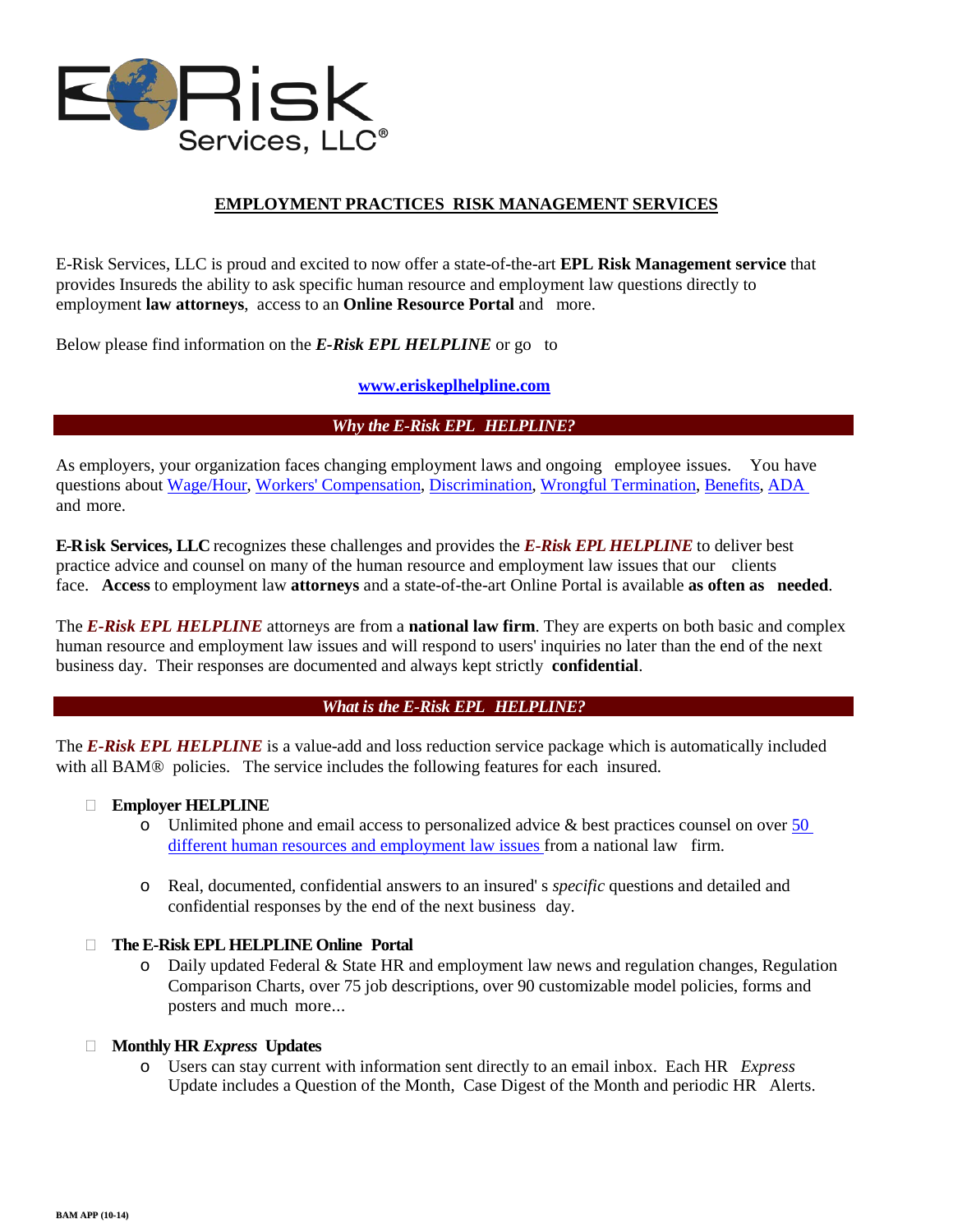E-Risk Services, LLC®

## EMPLOYMENT PRACTICES RISK MANAGEMENT SERVICES

E-Risk Services, LLC is proud and excited to now offer a state-of-the-art **EPL Risk Management service** that provides Insureds the ability to ask specific human resource and employment law questions directly to employment **law attorneys**, access to an **Online Resource Portal** and more.

Below please find information on the ***E-Risk EPL HELPLINE*** or go to

**www.eriskeplhelpline.com**

### *Why the E-Risk EPL HELPLINE?*

As employers, your organization faces changing employment laws and ongoing employee issues. You have questions about Wage/Hour, Workers' Compensation, Discrimination, Wrongful Termination, Benefits, ADA and more.

**E-Risk Services, LLC** recognizes these challenges and provides the ***E-Risk EPL HELPLINE*** to deliver best practice advice and counsel on many of the human resource and employment law issues that our clients face. **Access** to employment law **attorneys** and a state-of-the-art Online Portal is available **as often as needed**.

The ***E-Risk EPL HELPLINE*** attorneys are from a **national law firm**. They are experts on both basic and complex human resource and employment law issues and will respond to users' inquiries no later than the end of the next business day. Their responses are documented and always kept strictly **confidential**.

### *What is the E-Risk EPL HELPLINE?*

The ***E-Risk EPL HELPLINE*** is a value-add and loss reduction service package which is automatically included with all BAM® policies. The service includes the following features for each insured.

- **Employer HELPLINE**
  - Unlimited phone and email access to personalized advice & best practices counsel on over 50 different human resources and employment law issues from a national law firm.
  - Real, documented, confidential answers to an insured' s *specific* questions and detailed and confidential responses by the end of the next business day.
- **The E-Risk EPL HELPLINE Online Portal**
  - Daily updated Federal & State HR and employment law news and regulation changes, Regulation Comparison Charts, over 75 job descriptions, over 90 customizable model policies, forms and posters and much more...
- **Monthly HR *Express* Updates**
  - Users can stay current with information sent directly to an email inbox. Each HR *Express* Update includes a Question of the Month, Case Digest of the Month and periodic HR Alerts.

BAM APP (10-14)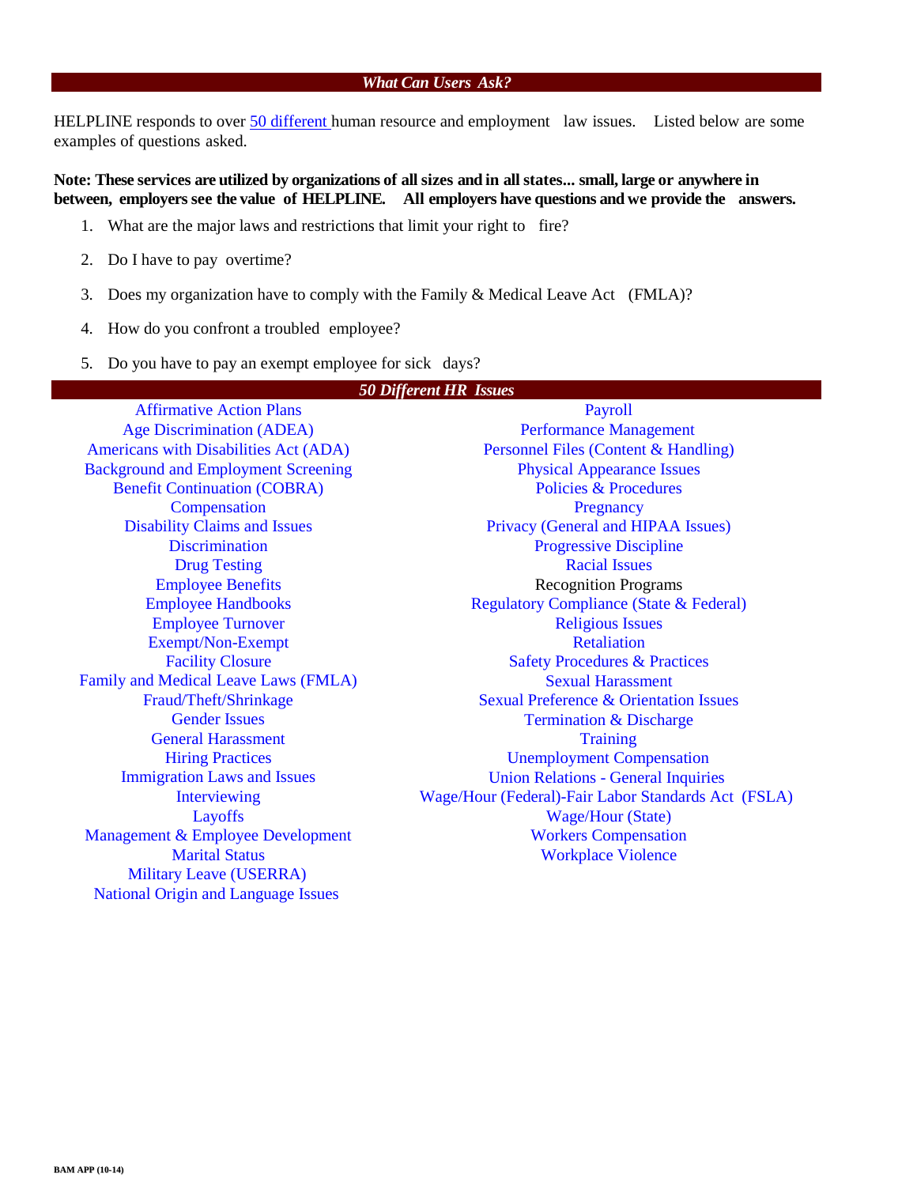## *What Can Users Ask?*

HELPLINE responds to over 50 different human resource and employment law issues. Listed below are some examples of questions asked.

**Note: These services are utilized by organizations of all sizes and in all states... small, large or anywhere in between, employers see the value of HELPLINE. All employers have questions and we provide the answers.**

1. What are the major laws and restrictions that limit your right to fire?
2. Do I have to pay overtime?
3. Does my organization have to comply with the Family & Medical Leave Act (FMLA)?
4. How do you confront a troubled employee?
5. Do you have to pay an exempt employee for sick days?

## *50 Different HR Issues*

Affirmative Action Plans
Age Discrimination (ADEA)
Americans with Disabilities Act (ADA)
Background and Employment Screening
Benefit Continuation (COBRA)
Compensation
Disability Claims and Issues
Discrimination
Drug Testing
Employee Benefits
Employee Handbooks
Employee Turnover
Exempt/Non-Exempt
Facility Closure
Family and Medical Leave Laws (FMLA)
Fraud/Theft/Shrinkage
Gender Issues
General Harassment
Hiring Practices
Immigration Laws and Issues
Interviewing
Layoffs
Management & Employee Development
Marital Status
Military Leave (USERRA)
National Origin and Language Issues
Payroll
Performance Management
Personnel Files (Content & Handling)
Physical Appearance Issues
Policies & Procedures
Pregnancy
Privacy (General and HIPAA Issues)
Progressive Discipline
Racial Issues
Recognition Programs
Regulatory Compliance (State & Federal)
Religious Issues
Retaliation
Safety Procedures & Practices
Sexual Harassment
Sexual Preference & Orientation Issues
Termination & Discharge
Training
Unemployment Compensation
Union Relations - General Inquiries
Wage/Hour (Federal)-Fair Labor Standards Act (FSLA)
Wage/Hour (State)
Workers Compensation
Workplace Violence

BAM APP (10-14)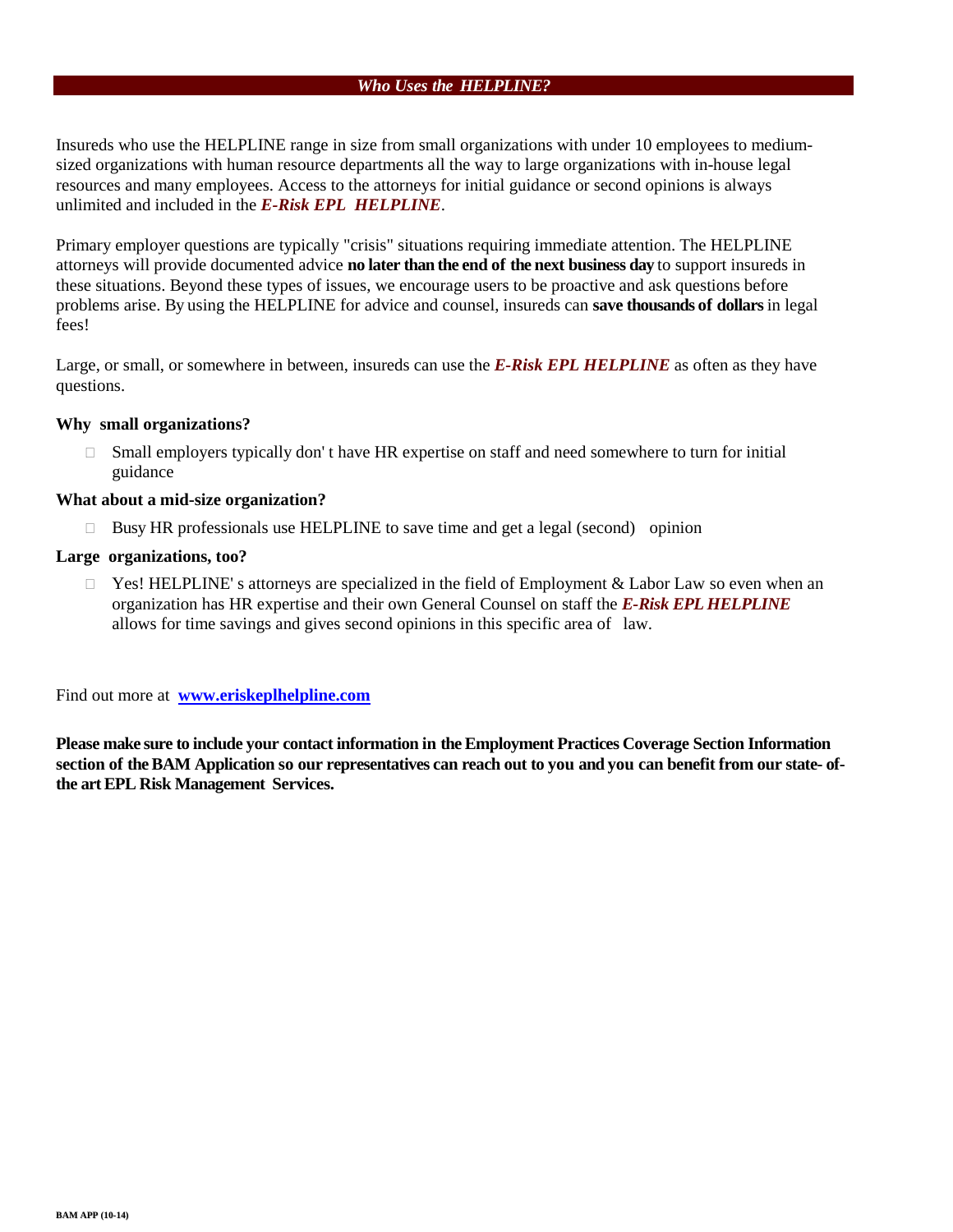## *Who Uses the HELPLINE?*

Insureds who use the HELPLINE range in size from small organizations with under 10 employees to medium-sized organizations with human resource departments all the way to large organizations with in-house legal resources and many employees. Access to the attorneys for initial guidance or second opinions is always unlimited and included in the ***E-Risk EPL HELPLINE***.

Primary employer questions are typically "crisis" situations requiring immediate attention. The HELPLINE attorneys will provide documented advice **no later than the end of the next business day** to support insureds in these situations. Beyond these types of issues, we encourage users to be proactive and ask questions before problems arise. By using the HELPLINE for advice and counsel, insureds can **save thousands of dollars** in legal fees!

Large, or small, or somewhere in between, insureds can use the ***E-Risk EPL HELPLINE*** as often as they have questions.

**Why small organizations?**

- Small employers typically don' t have HR expertise on staff and need somewhere to turn for initial guidance

**What about a mid-size organization?**

- Busy HR professionals use HELPLINE to save time and get a legal (second) opinion

**Large organizations, too?**

- Yes! HELPLINE' s attorneys are specialized in the field of Employment & Labor Law so even when an organization has HR expertise and their own General Counsel on staff the ***E-Risk EPL HELPLINE*** allows for time savings and gives second opinions in this specific area of law.

Find out more at **www.eriskeplhelpline.com**

**Please make sure to include your contact information in the Employment Practices Coverage Section Information section of the BAM Application so our representatives can reach out to you and you can benefit from our state- of-the art EPL Risk Management Services.**